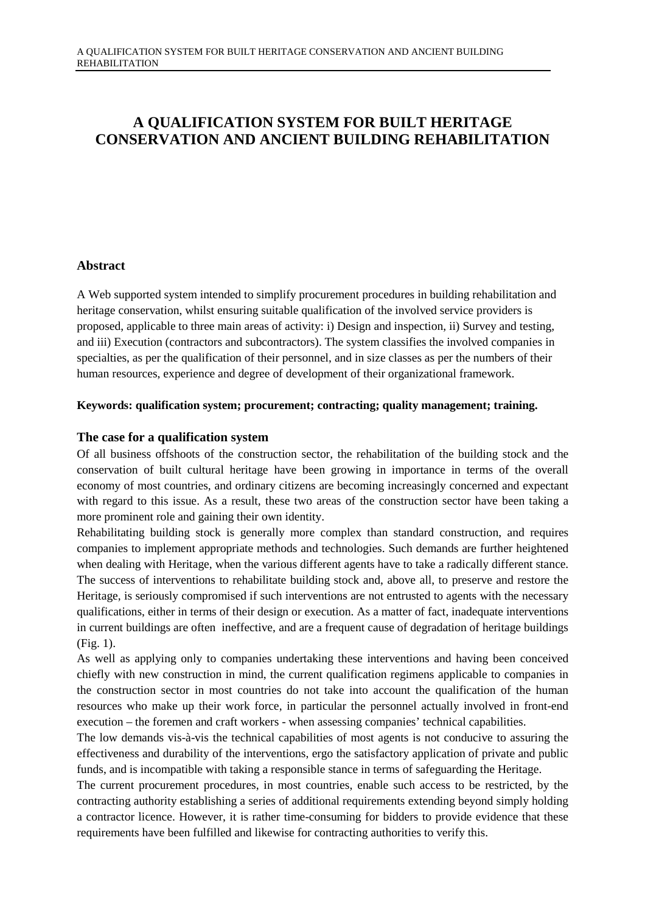# A QUALIFICATION SYSTEM FOR BUILT HERITAGE CONSERVATION AND ANCIENT BUILDING REHABILITATION

## Abstract

A Web supported system intended to simplify procurement procedures in building rehabilitation and heritage conservation, whilst ensuring suitable qualification of the involved service providers is proposed, applicable to three main areas of activity: i) Design and inspection, ii) Survey and testing, and iii) Execution (contractors and subcontractors). The system classifies the involved companies in specialties, as per the qualification of their personnel, and in size classes as per the numbers of their human resources, experience and degree of development of their organizational framework.

**Keywords: qualification system; procurement; contracting; quality management; training.**

## The case for a qualification system

Of all business offshoots of the construction sector, the rehabilitation of the building stock and the conservation of built cultural heritage have been growing in importance in terms of the overall economy of most countries, and ordinary citizens are becoming increasingly concerned and expectant with regard to this issue. As a result, these two areas of the construction sector have been taking a more prominent role and gaining their own identity.

Rehabilitating building stock is generally more complex than standard construction, and requires companies to implement appropriate methods and technologies. Such demands are further heightened when dealing with Heritage, when the various different agents have to take a radically different stance. The success of interventions to rehabilitate building stock and, above all, to preserve and restore the Heritage, is seriously compromised if such interventions are not entrusted to agents with the necessary qualifications, either in terms of their design or execution. As a matter of fact, inadequate interventions in current buildings are often ineffective, and are a frequent cause of degradation of heritage buildings (Fig. 1).

As well as applying only to companies undertaking these interventions and having been conceived chiefly with new construction in mind, the current qualification regimens applicable to companies in the construction sector in most countries do not take into account the qualification of the human resources who make up their work force, in particular the personnel actually involved in front-end execution – the foremen and craft workers - when assessing companies' technical capabilities.

The low demands vis-à-vis the technical capabilities of most agents is not conducive to assuring the effectiveness and durability of the interventions, ergo the satisfactory application of private and public funds, and is incompatible with taking a responsible stance in terms of safeguarding the Heritage.

The current procurement procedures, in most countries, enable such access to be restricted, by the contracting authority establishing a series of additional requirements extending beyond simply holding a contractor licence. However, it is rather time-consuming for bidders to provide evidence that these requirements have been fulfilled and likewise for contracting authorities to verify this.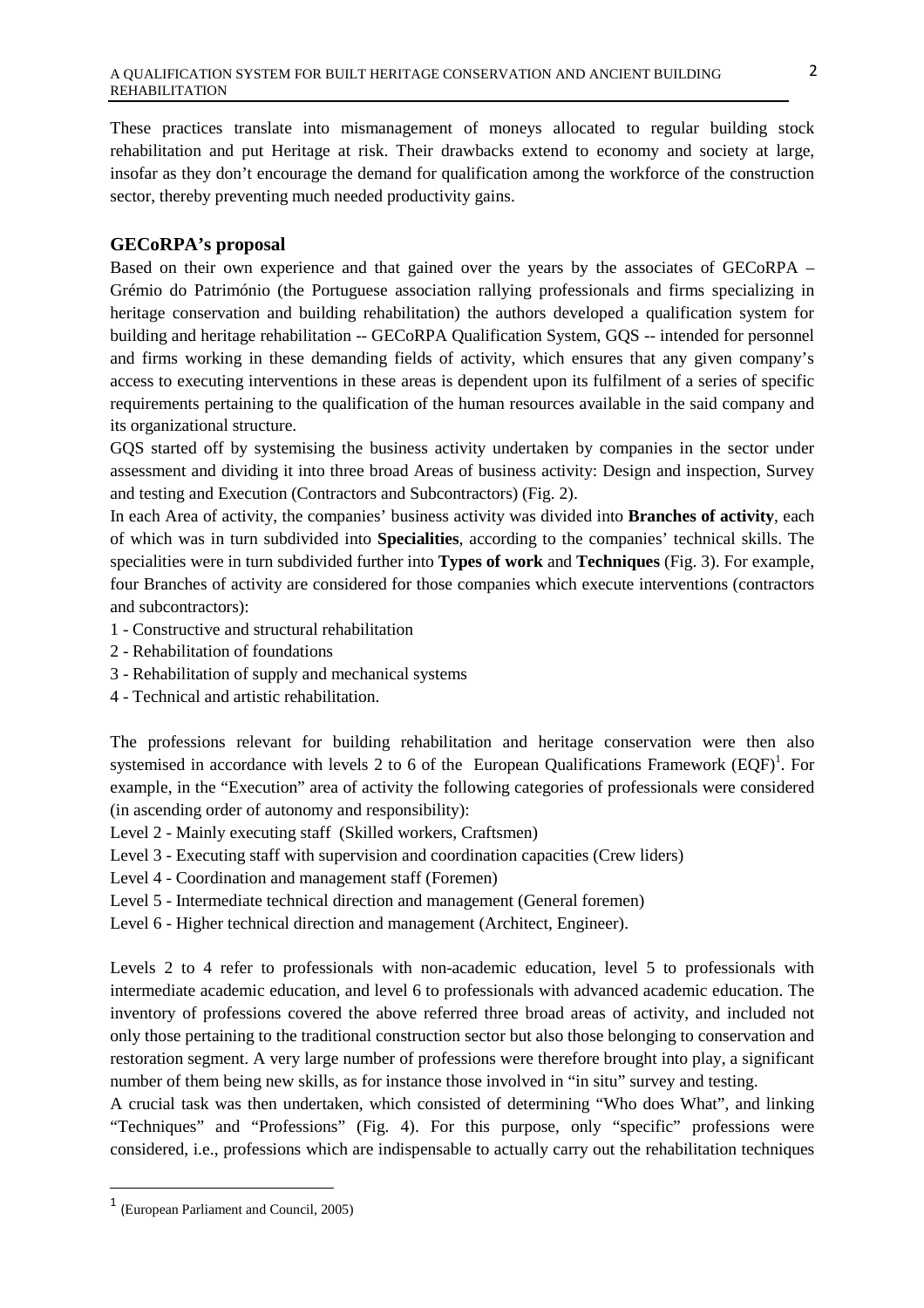These practices translate into mismanagement of moneys allocated to regular building stock rehabilitation and put Heritage at risk. Their drawbacks extend to economy and society at large, insofar as they don't encourage the demand for qualification among the workforce of the construction sector, thereby preventing much needed productivity gains.

## GECoRPA's proposal

Based on their own experience and that gained over the years by the associates of GECoRPA – Grémio do Património (the Portuguese association rallying professionals and firms specializing in heritage conservation and building rehabilitation) the authors developed a qualification system for building and heritage rehabilitation -- GECoRPA Qualification System, GQS -- intended for personnel and firms working in these demanding fields of activity, which ensures that any given company's access to executing interventions in these areas is dependent upon its fulfilment of a series of specific requirements pertaining to the qualification of the human resources available in the said company and its organizational structure.

GQS started off by systemising the business activity undertaken by companies in the sector under assessment and dividing it into three broad Areas of business activity: Design and inspection, Survey and testing and Execution (Contractors and Subcontractors) (Fig. 2).

In each Area of activity, the companies' business activity was divided into **Branches of activity**, each of which was in turn subdivided into **Specialities**, according to the companies' technical skills. The specialities were in turn subdivided further into **Types of work** and **Techniques** (Fig. 3). For example, four Branches of activity are considered for those companies which execute interventions (contractors and subcontractors):

1 - Constructive and structural rehabilitation
2 - Rehabilitation of foundations
3 - Rehabilitation of supply and mechanical systems
4 - Technical and artistic rehabilitation.

The professions relevant for building rehabilitation and heritage conservation were then also systemised in accordance with levels 2 to 6 of the European Qualifications Framework (EQF)[1]. For example, in the "Execution" area of activity the following categories of professionals were considered (in ascending order of autonomy and responsibility):

Level 2 - Mainly executing staff (Skilled workers, Craftsmen)
Level 3 - Executing staff with supervision and coordination capacities (Crew liders)
Level 4 - Coordination and management staff (Foremen)
Level 5 - Intermediate technical direction and management (General foremen)
Level 6 - Higher technical direction and management (Architect, Engineer).

Levels 2 to 4 refer to professionals with non-academic education, level 5 to professionals with intermediate academic education, and level 6 to professionals with advanced academic education. The inventory of professions covered the above referred three broad areas of activity, and included not only those pertaining to the traditional construction sector but also those belonging to conservation and restoration segment. A very large number of professions were therefore brought into play, a significant number of them being new skills, as for instance those involved in "in situ" survey and testing.

A crucial task was then undertaken, which consisted of determining "Who does What", and linking "Techniques" and "Professions" (Fig. 4). For this purpose, only "specific" professions were considered, i.e., professions which are indispensable to actually carry out the rehabilitation techniques

[1] (European Parliament and Council, 2005)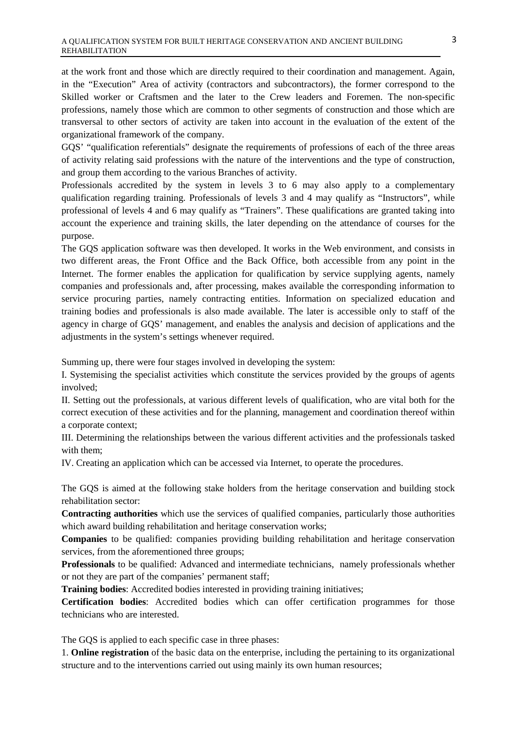at the work front and those which are directly required to their coordination and management. Again, in the "Execution" Area of activity (contractors and subcontractors), the former correspond to the Skilled worker or Craftsmen and the later to the Crew leaders and Foremen. The non-specific professions, namely those which are common to other segments of construction and those which are transversal to other sectors of activity are taken into account in the evaluation of the extent of the organizational framework of the company.

GQS' "qualification referentials" designate the requirements of professions of each of the three areas of activity relating said professions with the nature of the interventions and the type of construction, and group them according to the various Branches of activity.

Professionals accredited by the system in levels 3 to 6 may also apply to a complementary qualification regarding training. Professionals of levels 3 and 4 may qualify as "Instructors", while professional of levels 4 and 6 may qualify as "Trainers". These qualifications are granted taking into account the experience and training skills, the later depending on the attendance of courses for the purpose.

The GQS application software was then developed. It works in the Web environment, and consists in two different areas, the Front Office and the Back Office, both accessible from any point in the Internet. The former enables the application for qualification by service supplying agents, namely companies and professionals and, after processing, makes available the corresponding information to service procuring parties, namely contracting entities. Information on specialized education and training bodies and professionals is also made available. The later is accessible only to staff of the agency in charge of GQS' management, and enables the analysis and decision of applications and the adjustments in the system's settings whenever required.

Summing up, there were four stages involved in developing the system:

I. Systemising the specialist activities which constitute the services provided by the groups of agents involved;

II. Setting out the professionals, at various different levels of qualification, who are vital both for the correct execution of these activities and for the planning, management and coordination thereof within a corporate context;

III. Determining the relationships between the various different activities and the professionals tasked with them;

IV. Creating an application which can be accessed via Internet, to operate the procedures.

The GQS is aimed at the following stake holders from the heritage conservation and building stock rehabilitation sector:

**Contracting authorities** which use the services of qualified companies, particularly those authorities which award building rehabilitation and heritage conservation works;

**Companies** to be qualified: companies providing building rehabilitation and heritage conservation services, from the aforementioned three groups;

**Professionals** to be qualified: Advanced and intermediate technicians, namely professionals whether or not they are part of the companies' permanent staff;

**Training bodies**: Accredited bodies interested in providing training initiatives;

**Certification bodies**: Accredited bodies which can offer certification programmes for those technicians who are interested.

The GQS is applied to each specific case in three phases:

1. **Online registration** of the basic data on the enterprise, including the pertaining to its organizational structure and to the interventions carried out using mainly its own human resources;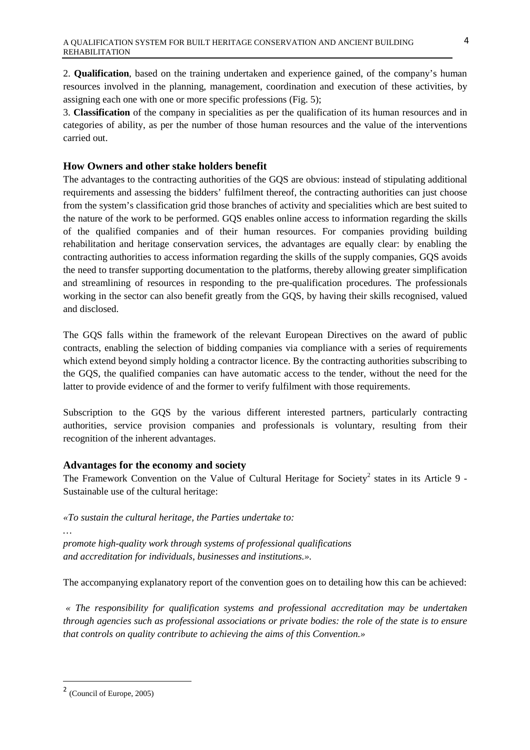2. **Qualification**, based on the training undertaken and experience gained, of the company's human resources involved in the planning, management, coordination and execution of these activities, by assigning each one with one or more specific professions (Fig. 5);

3. **Classification** of the company in specialities as per the qualification of its human resources and in categories of ability, as per the number of those human resources and the value of the interventions carried out.

## How Owners and other stake holders benefit

The advantages to the contracting authorities of the GQS are obvious: instead of stipulating additional requirements and assessing the bidders' fulfilment thereof, the contracting authorities can just choose from the system's classification grid those branches of activity and specialities which are best suited to the nature of the work to be performed. GQS enables online access to information regarding the skills of the qualified companies and of their human resources. For companies providing building rehabilitation and heritage conservation services, the advantages are equally clear: by enabling the contracting authorities to access information regarding the skills of the supply companies, GQS avoids the need to transfer supporting documentation to the platforms, thereby allowing greater simplification and streamlining of resources in responding to the pre-qualification procedures. The professionals working in the sector can also benefit greatly from the GQS, by having their skills recognised, valued and disclosed.

The GQS falls within the framework of the relevant European Directives on the award of public contracts, enabling the selection of bidding companies via compliance with a series of requirements which extend beyond simply holding a contractor licence. By the contracting authorities subscribing to the GQS, the qualified companies can have automatic access to the tender, without the need for the latter to provide evidence of and the former to verify fulfilment with those requirements.

Subscription to the GQS by the various different interested partners, particularly contracting authorities, service provision companies and professionals is voluntary, resulting from their recognition of the inherent advantages.

## Advantages for the economy and society

The Framework Convention on the Value of Cultural Heritage for Society[2] states in its Article 9 - Sustainable use of the cultural heritage:

*«To sustain the cultural heritage, the Parties undertake to:*

…

*promote high-quality work through systems of professional qualifications and accreditation for individuals, businesses and institutions.».*

The accompanying explanatory report of the convention goes on to detailing how this can be achieved:

*« The responsibility for qualification systems and professional accreditation may be undertaken through agencies such as professional associations or private bodies: the role of the state is to ensure that controls on quality contribute to achieving the aims of this Convention.»*

[2] (Council of Europe, 2005)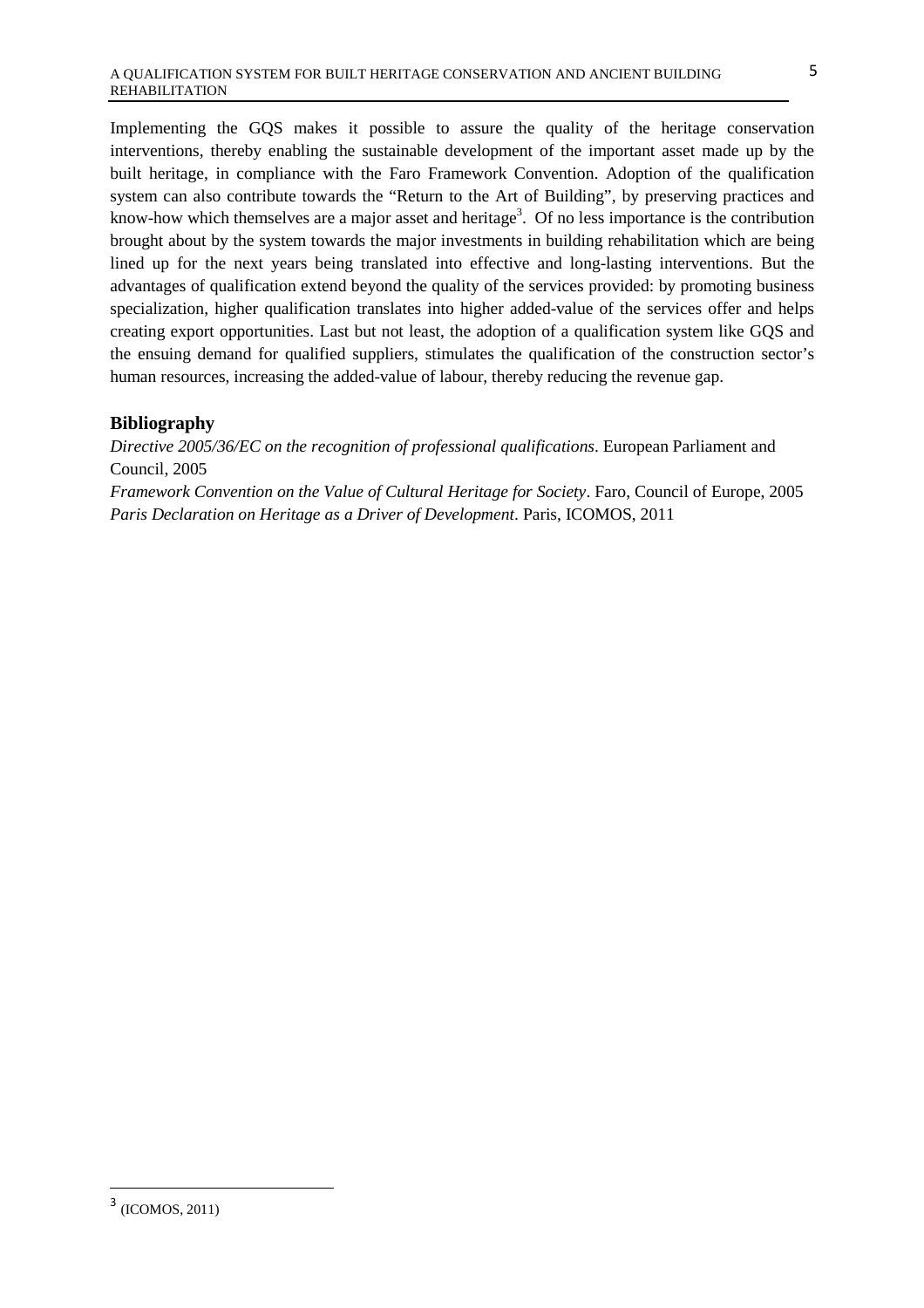Implementing the GQS makes it possible to assure the quality of the heritage conservation interventions, thereby enabling the sustainable development of the important asset made up by the built heritage, in compliance with the Faro Framework Convention. Adoption of the qualification system can also contribute towards the "Return to the Art of Building", by preserving practices and know-how which themselves are a major asset and heritage[3]. Of no less importance is the contribution brought about by the system towards the major investments in building rehabilitation which are being lined up for the next years being translated into effective and long-lasting interventions. But the advantages of qualification extend beyond the quality of the services provided: by promoting business specialization, higher qualification translates into higher added-value of the services offer and helps creating export opportunities. Last but not least, the adoption of a qualification system like GQS and the ensuing demand for qualified suppliers, stimulates the qualification of the construction sector's human resources, increasing the added-value of labour, thereby reducing the revenue gap.

## Bibliography

*Directive 2005/36/EC on the recognition of professional qualifications*. European Parliament and Council, 2005

*Framework Convention on the Value of Cultural Heritage for Society*. Faro, Council of Europe, 2005

*Paris Declaration on Heritage as a Driver of Development*. Paris, ICOMOS, 2011

---

[3] (ICOMOS, 2011)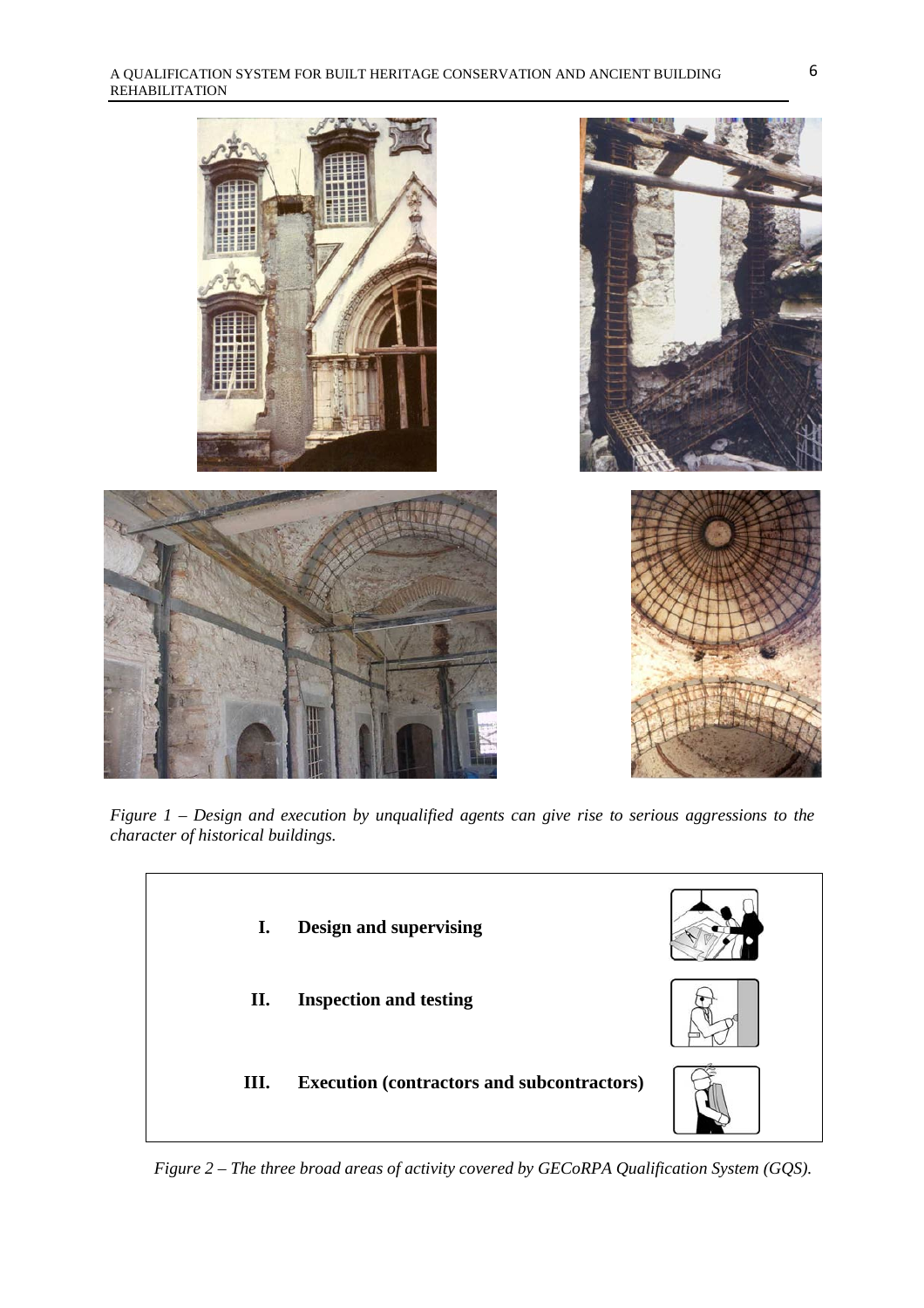*Figure 1 – Design and execution by unqualified agents can give rise to serious aggressions to the character of historical buildings.*

| | |
|---|---|
| **I.** | **Design and supervising** |
| **II.** | **Inspection and testing** |
| **III.** | **Execution (contractors and subcontractors)** |

*Figure 2 – The three broad areas of activity covered by GECoRPA Qualification System (GQS).*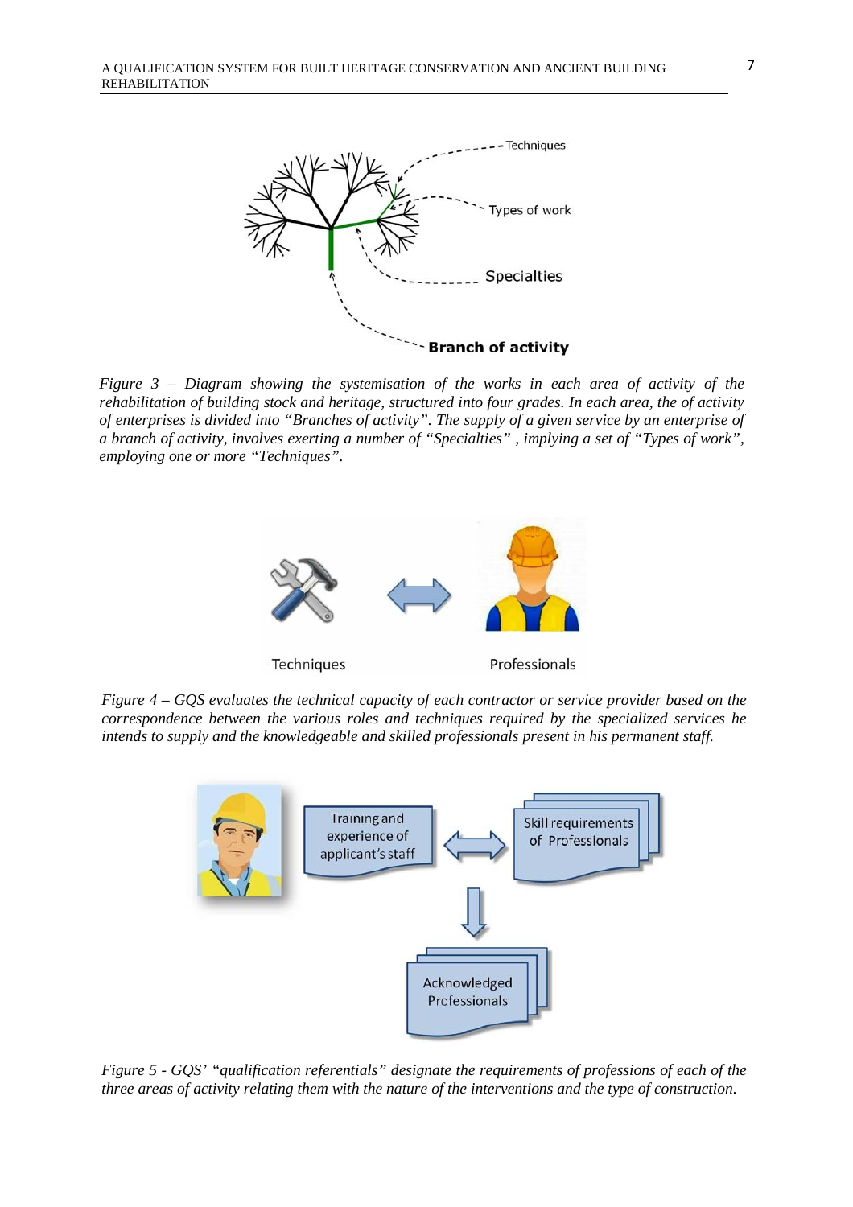Techniques

Types of work

Specialties

**Branch of activity**

*Figure 3 – Diagram showing the systemisation of the works in each area of activity of the rehabilitation of building stock and heritage, structured into four grades. In each area, the of activity of enterprises is divided into "Branches of activity". The supply of a given service by an enterprise of a branch of activity, involves exerting a number of "Specialties" , implying a set of "Types of work", employing one or more "Techniques".*

Techniques

Professionals

*Figure 4 – GQS evaluates the technical capacity of each contractor or service provider based on the correspondence between the various roles and techniques required by the specialized services he intends to supply and the knowledgeable and skilled professionals present in his permanent staff.*

Training and experience of applicant's staff

Skill requirements of Professionals

Acknowledged Professionals

*Figure 5 - GQS' "qualification referentials" designate the requirements of professions of each of the three areas of activity relating them with the nature of the interventions and the type of construction.*